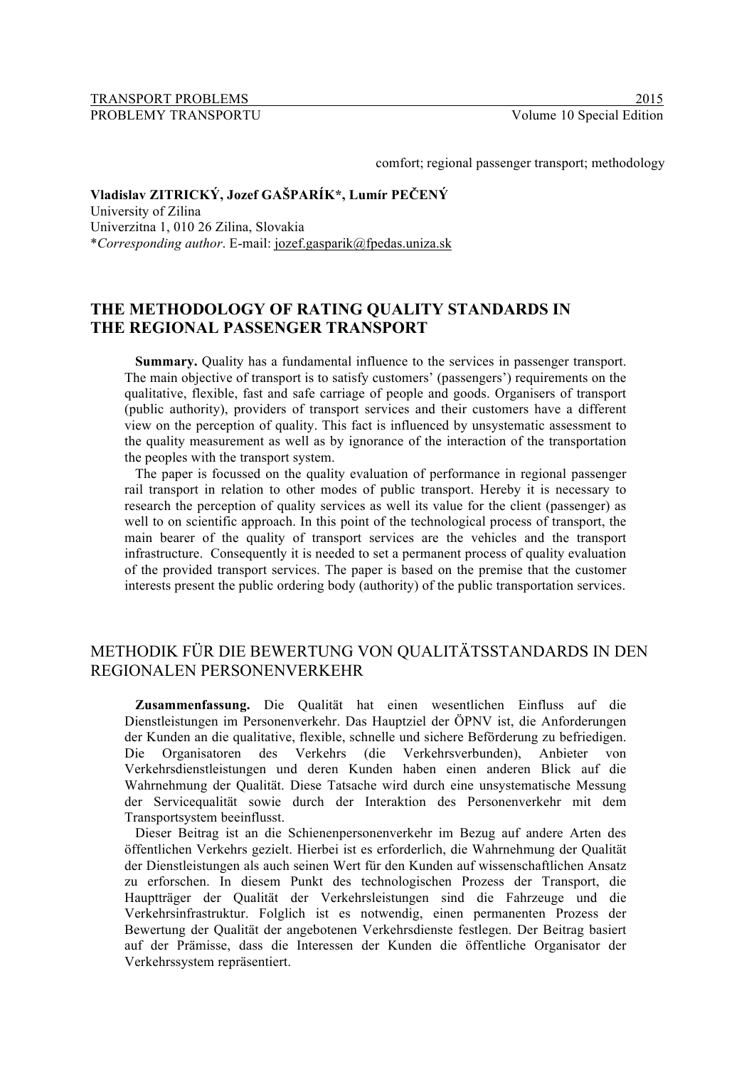comfort; regional passenger transport; methodology

**Vladislav ZITRICKÝ, Jozef GAŠPARÍK*, Lumír PEČENÝ**
University of Zilina
Univerzitna 1, 010 26 Zilina, Slovakia
**Corresponding author*. E-mail: jozef.gasparik@fpedas.uniza.sk

# THE METHODOLOGY OF RATING QUALITY STANDARDS IN THE REGIONAL PASSENGER TRANSPORT

**Summary.** Quality has a fundamental influence to the services in passenger transport. The main objective of transport is to satisfy customers' (passengers') requirements on the qualitative, flexible, fast and safe carriage of people and goods. Organisers of transport (public authority), providers of transport services and their customers have a different view on the perception of quality. This fact is influenced by unsystematic assessment to the quality measurement as well as by ignorance of the interaction of the transportation the peoples with the transport system.

The paper is focussed on the quality evaluation of performance in regional passenger rail transport in relation to other modes of public transport. Hereby it is necessary to research the perception of quality services as well its value for the client (passenger) as well to on scientific approach. In this point of the technological process of transport, the main bearer of the quality of transport services are the vehicles and the transport infrastructure. Consequently it is needed to set a permanent process of quality evaluation of the provided transport services. The paper is based on the premise that the customer interests present the public ordering body (authority) of the public transportation services.

# METHODIK FÜR DIE BEWERTUNG VON QUALITÄTSSTANDARDS IN DEN REGIONALEN PERSONENVERKEHR

**Zusammenfassung.** Die Qualität hat einen wesentlichen Einfluss auf die Dienstleistungen im Personenverkehr. Das Hauptziel der ÖPNV ist, die Anforderungen der Kunden an die qualitative, flexible, schnelle und sichere Beförderung zu befriedigen. Die Organisatoren des Verkehrs (die Verkehrsverbunden), Anbieter von Verkehrsdienstleistungen und deren Kunden haben einen anderen Blick auf die Wahrnehmung der Qualität. Diese Tatsache wird durch eine unsystematische Messung der Servicequalität sowie durch der Interaktion des Personenverkehr mit dem Transportsystem beeinflusst.

Dieser Beitrag ist an die Schienenpersonenverkehr im Bezug auf andere Arten des öffentlichen Verkehrs gezielt. Hierbei ist es erforderlich, die Wahrnehmung der Qualität der Dienstleistungen als auch seinen Wert für den Kunden auf wissenschaftlichen Ansatz zu erforschen. In diesem Punkt des technologischen Prozess der Transport, die Hauptträger der Qualität der Verkehrsleistungen sind die Fahrzeuge und die Verkehrsinfrastruktur. Folglich ist es notwendig, einen permanenten Prozess der Bewertung der Qualität der angebotenen Verkehrsdienste festlegen. Der Beitrag basiert auf der Prämisse, dass die Interessen der Kunden die öffentliche Organisator der Verkehrssystem repräsentiert.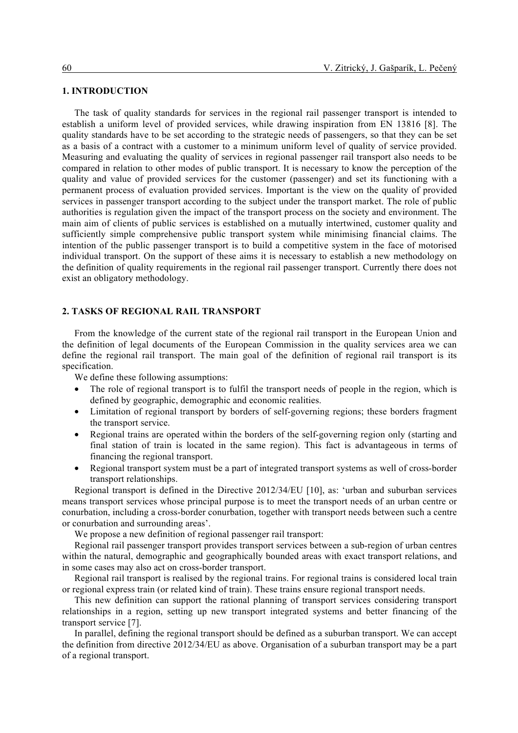## 1. INTRODUCTION

The task of quality standards for services in the regional rail passenger transport is intended to establish a uniform level of provided services, while drawing inspiration from EN 13816 [8]. The quality standards have to be set according to the strategic needs of passengers, so that they can be set as a basis of a contract with a customer to a minimum uniform level of quality of service provided. Measuring and evaluating the quality of services in regional passenger rail transport also needs to be compared in relation to other modes of public transport. It is necessary to know the perception of the quality and value of provided services for the customer (passenger) and set its functioning with a permanent process of evaluation provided services. Important is the view on the quality of provided services in passenger transport according to the subject under the transport market. The role of public authorities is regulation given the impact of the transport process on the society and environment. The main aim of clients of public services is established on a mutually intertwined, customer quality and sufficiently simple comprehensive public transport system while minimising financial claims. The intention of the public passenger transport is to build a competitive system in the face of motorised individual transport. On the support of these aims it is necessary to establish a new methodology on the definition of quality requirements in the regional rail passenger transport. Currently there does not exist an obligatory methodology.

## 2. TASKS OF REGIONAL RAIL TRANSPORT

From the knowledge of the current state of the regional rail transport in the European Union and the definition of legal documents of the European Commission in the quality services area we can define the regional rail transport. The main goal of the definition of regional rail transport is its specification.

We define these following assumptions:

- The role of regional transport is to fulfil the transport needs of people in the region, which is defined by geographic, demographic and economic realities.
- Limitation of regional transport by borders of self-governing regions; these borders fragment the transport service.
- Regional trains are operated within the borders of the self-governing region only (starting and final station of train is located in the same region). This fact is advantageous in terms of financing the regional transport.
- Regional transport system must be a part of integrated transport systems as well of cross-border transport relationships.

Regional transport is defined in the Directive 2012/34/EU [10], as: 'urban and suburban services means transport services whose principal purpose is to meet the transport needs of an urban centre or conurbation, including a cross-border conurbation, together with transport needs between such a centre or conurbation and surrounding areas'.

We propose a new definition of regional passenger rail transport:

Regional rail passenger transport provides transport services between a sub-region of urban centres within the natural, demographic and geographically bounded areas with exact transport relations, and in some cases may also act on cross-border transport.

Regional rail transport is realised by the regional trains. For regional trains is considered local train or regional express train (or related kind of train). These trains ensure regional transport needs.

This new definition can support the rational planning of transport services considering transport relationships in a region, setting up new transport integrated systems and better financing of the transport service [7].

In parallel, defining the regional transport should be defined as a suburban transport. We can accept the definition from directive 2012/34/EU as above. Organisation of a suburban transport may be a part of a regional transport.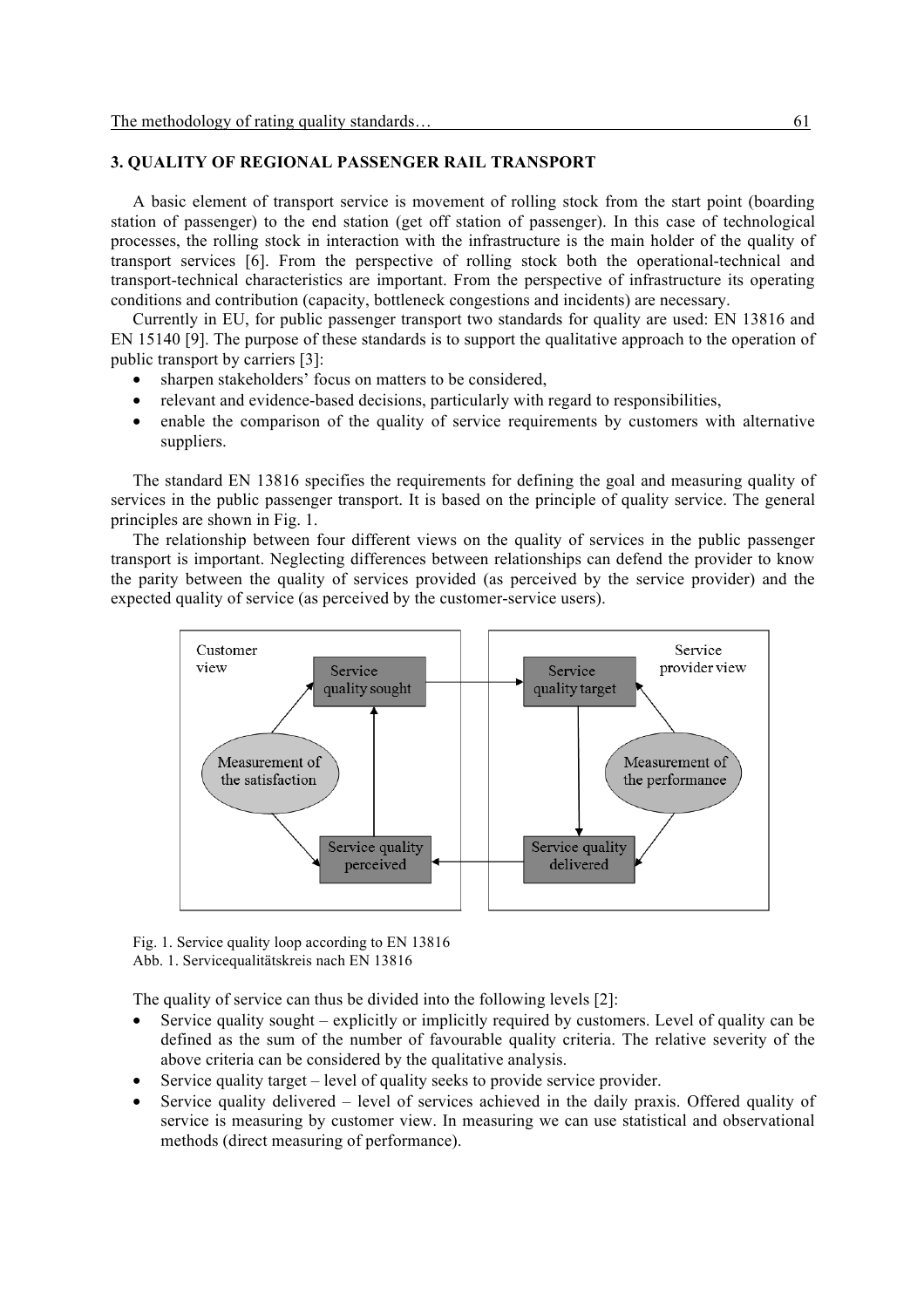## 3. QUALITY OF REGIONAL PASSENGER RAIL TRANSPORT

A basic element of transport service is movement of rolling stock from the start point (boarding station of passenger) to the end station (get off station of passenger). In this case of technological processes, the rolling stock in interaction with the infrastructure is the main holder of the quality of transport services [6]. From the perspective of rolling stock both the operational-technical and transport-technical characteristics are important. From the perspective of infrastructure its operating conditions and contribution (capacity, bottleneck congestions and incidents) are necessary.

Currently in EU, for public passenger transport two standards for quality are used: EN 13816 and EN 15140 [9]. The purpose of these standards is to support the qualitative approach to the operation of public transport by carriers [3]:

- sharpen stakeholders' focus on matters to be considered,
- relevant and evidence-based decisions, particularly with regard to responsibilities,
- enable the comparison of the quality of service requirements by customers with alternative suppliers.

The standard EN 13816 specifies the requirements for defining the goal and measuring quality of services in the public passenger transport. It is based on the principle of quality service. The general principles are shown in Fig. 1.

The relationship between four different views on the quality of services in the public passenger transport is important. Neglecting differences between relationships can defend the provider to know the parity between the quality of services provided (as perceived by the service provider) and the expected quality of service (as perceived by the customer-service users).

Fig. 1. Service quality loop according to EN 13816
Abb. 1. Servicequalitätskreis nach EN 13816

The quality of service can thus be divided into the following levels [2]:

- Service quality sought – explicitly or implicitly required by customers. Level of quality can be defined as the sum of the number of favourable quality criteria. The relative severity of the above criteria can be considered by the qualitative analysis.
- Service quality target – level of quality seeks to provide service provider.
- Service quality delivered – level of services achieved in the daily praxis. Offered quality of service is measuring by customer view. In measuring we can use statistical and observational methods (direct measuring of performance).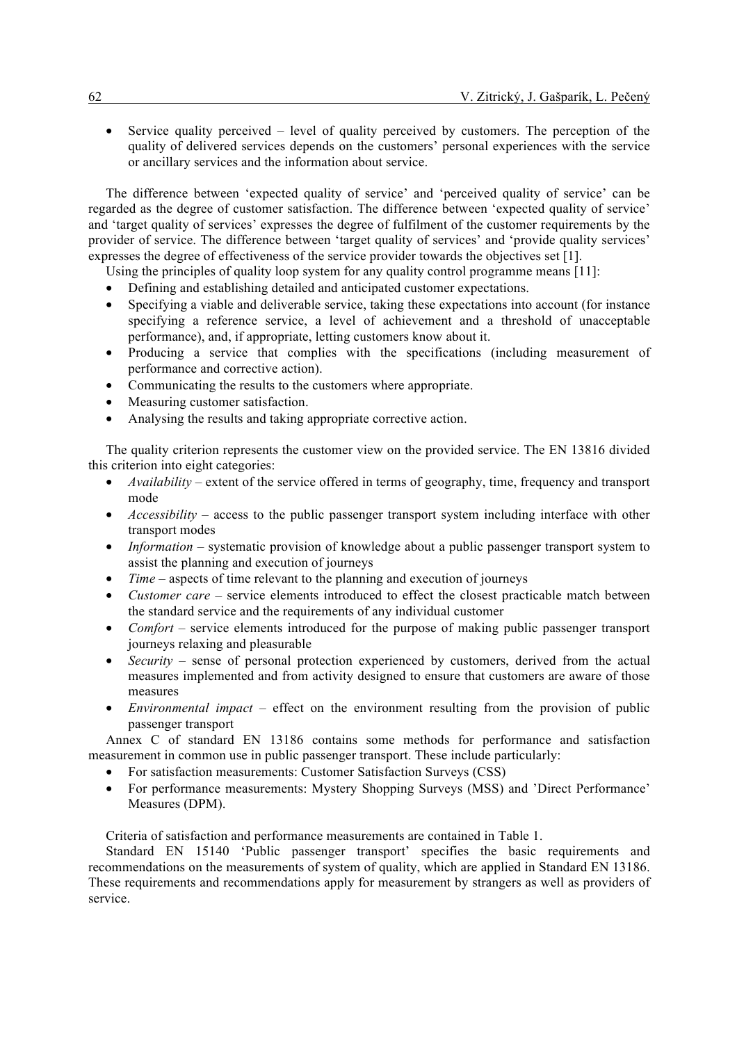- Service quality perceived – level of quality perceived by customers. The perception of the quality of delivered services depends on the customers' personal experiences with the service or ancillary services and the information about service.

The difference between 'expected quality of service' and 'perceived quality of service' can be regarded as the degree of customer satisfaction. The difference between 'expected quality of service' and 'target quality of services' expresses the degree of fulfilment of the customer requirements by the provider of service. The difference between 'target quality of services' and 'provide quality services' expresses the degree of effectiveness of the service provider towards the objectives set [1].

Using the principles of quality loop system for any quality control programme means [11]:

- Defining and establishing detailed and anticipated customer expectations.
- Specifying a viable and deliverable service, taking these expectations into account (for instance specifying a reference service, a level of achievement and a threshold of unacceptable performance), and, if appropriate, letting customers know about it.
- Producing a service that complies with the specifications (including measurement of performance and corrective action).
- Communicating the results to the customers where appropriate.
- Measuring customer satisfaction.
- Analysing the results and taking appropriate corrective action.

The quality criterion represents the customer view on the provided service. The EN 13816 divided this criterion into eight categories:

- *Availability* – extent of the service offered in terms of geography, time, frequency and transport mode
- *Accessibility* – access to the public passenger transport system including interface with other transport modes
- *Information* – systematic provision of knowledge about a public passenger transport system to assist the planning and execution of journeys
- *Time* – aspects of time relevant to the planning and execution of journeys
- *Customer care* – service elements introduced to effect the closest practicable match between the standard service and the requirements of any individual customer
- *Comfort* – service elements introduced for the purpose of making public passenger transport journeys relaxing and pleasurable
- *Security* – sense of personal protection experienced by customers, derived from the actual measures implemented and from activity designed to ensure that customers are aware of those measures
- *Environmental impact* – effect on the environment resulting from the provision of public passenger transport

Annex C of standard EN 13186 contains some methods for performance and satisfaction measurement in common use in public passenger transport. These include particularly:

- For satisfaction measurements: Customer Satisfaction Surveys (CSS)
- For performance measurements: Mystery Shopping Surveys (MSS) and 'Direct Performance' Measures (DPM).

Criteria of satisfaction and performance measurements are contained in Table 1.

Standard EN 15140 'Public passenger transport' specifies the basic requirements and recommendations on the measurements of system of quality, which are applied in Standard EN 13186. These requirements and recommendations apply for measurement by strangers as well as providers of service.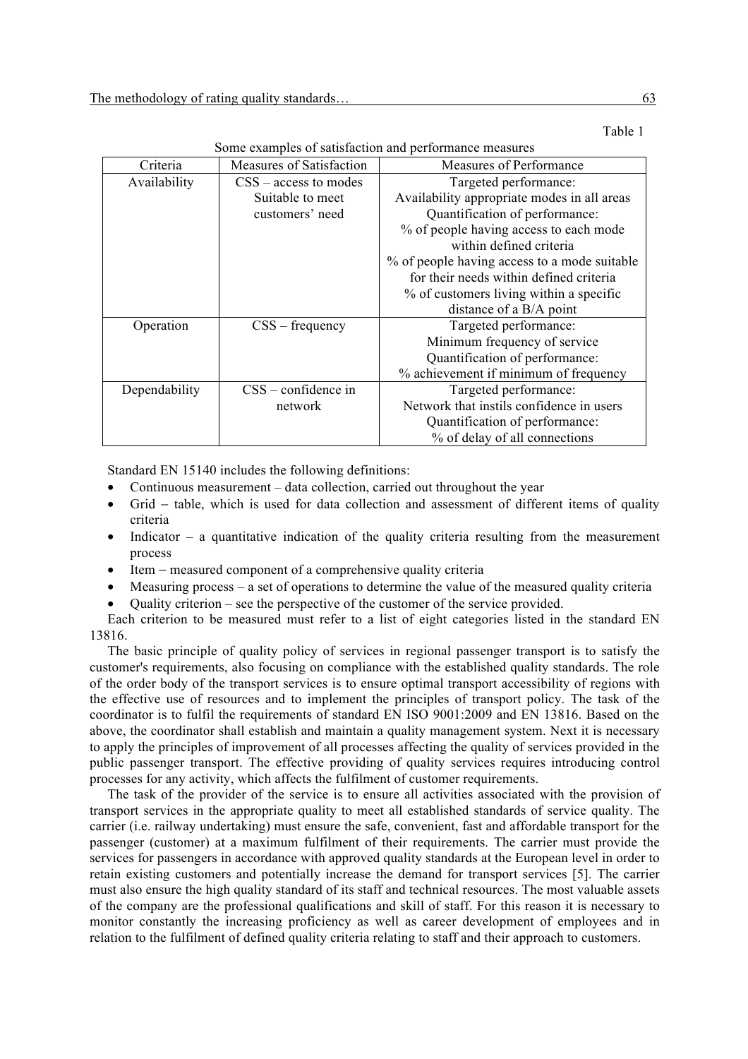Table 1

Some examples of satisfaction and performance measures

| Criteria | Measures of Satisfaction | Measures of Performance |
| --- | --- | --- |
| Availability | CSS – access to modes Suitable to meet customers' need | Targeted performance: Availability appropriate modes in all areas Quantification of performance: % of people having access to each mode within defined criteria % of people having access to a mode suitable for their needs within defined criteria % of customers living within a specific distance of a B/A point |
| Operation | CSS – frequency | Targeted performance: Minimum frequency of service Quantification of performance: % achievement if minimum of frequency |
| Dependability | CSS – confidence in network | Targeted performance: Network that instils confidence in users Quantification of performance: % of delay of all connections |

Standard EN 15140 includes the following definitions:

- Continuous measurement – data collection, carried out throughout the year
- Grid – table, which is used for data collection and assessment of different items of quality criteria
- Indicator – a quantitative indication of the quality criteria resulting from the measurement process
- Item – measured component of a comprehensive quality criteria
- Measuring process – a set of operations to determine the value of the measured quality criteria
- Quality criterion – see the perspective of the customer of the service provided.

Each criterion to be measured must refer to a list of eight categories listed in the standard EN 13816.

The basic principle of quality policy of services in regional passenger transport is to satisfy the customer's requirements, also focusing on compliance with the established quality standards. The role of the order body of the transport services is to ensure optimal transport accessibility of regions with the effective use of resources and to implement the principles of transport policy. The task of the coordinator is to fulfil the requirements of standard EN ISO 9001:2009 and EN 13816. Based on the above, the coordinator shall establish and maintain a quality management system. Next it is necessary to apply the principles of improvement of all processes affecting the quality of services provided in the public passenger transport. The effective providing of quality services requires introducing control processes for any activity, which affects the fulfilment of customer requirements.

The task of the provider of the service is to ensure all activities associated with the provision of transport services in the appropriate quality to meet all established standards of service quality. The carrier (i.e. railway undertaking) must ensure the safe, convenient, fast and affordable transport for the passenger (customer) at a maximum fulfilment of their requirements. The carrier must provide the services for passengers in accordance with approved quality standards at the European level in order to retain existing customers and potentially increase the demand for transport services [5]. The carrier must also ensure the high quality standard of its staff and technical resources. The most valuable assets of the company are the professional qualifications and skill of staff. For this reason it is necessary to monitor constantly the increasing proficiency as well as career development of employees and in relation to the fulfilment of defined quality criteria relating to staff and their approach to customers.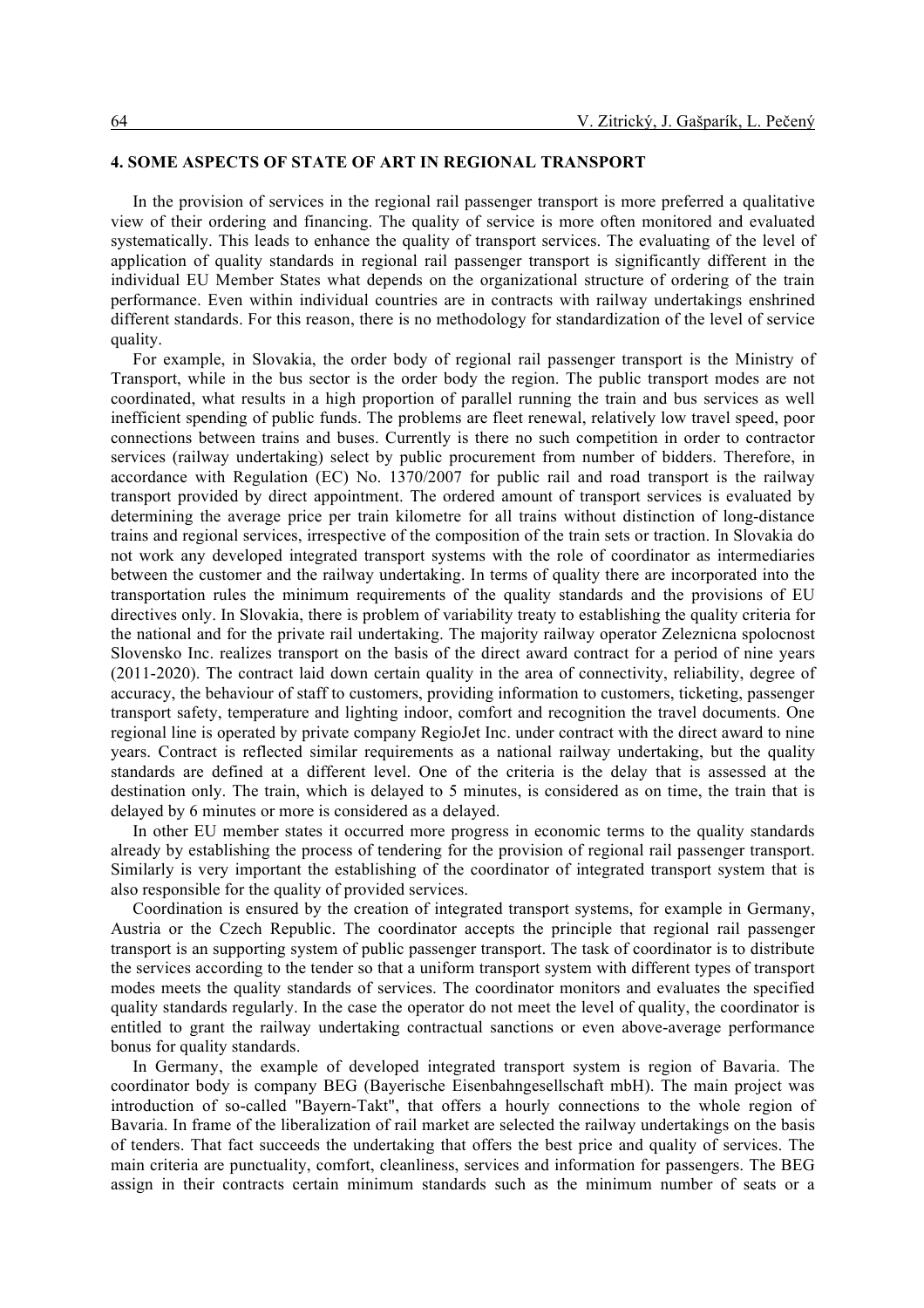## 4. SOME ASPECTS OF STATE OF ART IN REGIONAL TRANSPORT

In the provision of services in the regional rail passenger transport is more preferred a qualitative view of their ordering and financing. The quality of service is more often monitored and evaluated systematically. This leads to enhance the quality of transport services. The evaluating of the level of application of quality standards in regional rail passenger transport is significantly different in the individual EU Member States what depends on the organizational structure of ordering of the train performance. Even within individual countries are in contracts with railway undertakings enshrined different standards. For this reason, there is no methodology for standardization of the level of service quality.

For example, in Slovakia, the order body of regional rail passenger transport is the Ministry of Transport, while in the bus sector is the order body the region. The public transport modes are not coordinated, what results in a high proportion of parallel running the train and bus services as well inefficient spending of public funds. The problems are fleet renewal, relatively low travel speed, poor connections between trains and buses. Currently is there no such competition in order to contractor services (railway undertaking) select by public procurement from number of bidders. Therefore, in accordance with Regulation (EC) No. 1370/2007 for public rail and road transport is the railway transport provided by direct appointment. The ordered amount of transport services is evaluated by determining the average price per train kilometre for all trains without distinction of long-distance trains and regional services, irrespective of the composition of the train sets or traction. In Slovakia do not work any developed integrated transport systems with the role of coordinator as intermediaries between the customer and the railway undertaking. In terms of quality there are incorporated into the transportation rules the minimum requirements of the quality standards and the provisions of EU directives only. In Slovakia, there is problem of variability treaty to establishing the quality criteria for the national and for the private rail undertaking. The majority railway operator Zeleznicna spolocnost Slovensko Inc. realizes transport on the basis of the direct award contract for a period of nine years (2011-2020). The contract laid down certain quality in the area of connectivity, reliability, degree of accuracy, the behaviour of staff to customers, providing information to customers, ticketing, passenger transport safety, temperature and lighting indoor, comfort and recognition the travel documents. One regional line is operated by private company RegioJet Inc. under contract with the direct award to nine years. Contract is reflected similar requirements as a national railway undertaking, but the quality standards are defined at a different level. One of the criteria is the delay that is assessed at the destination only. The train, which is delayed to 5 minutes, is considered as on time, the train that is delayed by 6 minutes or more is considered as a delayed.

In other EU member states it occurred more progress in economic terms to the quality standards already by establishing the process of tendering for the provision of regional rail passenger transport. Similarly is very important the establishing of the coordinator of integrated transport system that is also responsible for the quality of provided services.

Coordination is ensured by the creation of integrated transport systems, for example in Germany, Austria or the Czech Republic. The coordinator accepts the principle that regional rail passenger transport is an supporting system of public passenger transport. The task of coordinator is to distribute the services according to the tender so that a uniform transport system with different types of transport modes meets the quality standards of services. The coordinator monitors and evaluates the specified quality standards regularly. In the case the operator do not meet the level of quality, the coordinator is entitled to grant the railway undertaking contractual sanctions or even above-average performance bonus for quality standards.

In Germany, the example of developed integrated transport system is region of Bavaria. The coordinator body is company BEG (Bayerische Eisenbahngesellschaft mbH). The main project was introduction of so-called "Bayern-Takt", that offers a hourly connections to the whole region of Bavaria. In frame of the liberalization of rail market are selected the railway undertakings on the basis of tenders. That fact succeeds the undertaking that offers the best price and quality of services. The main criteria are punctuality, comfort, cleanliness, services and information for passengers. The BEG assign in their contracts certain minimum standards such as the minimum number of seats or a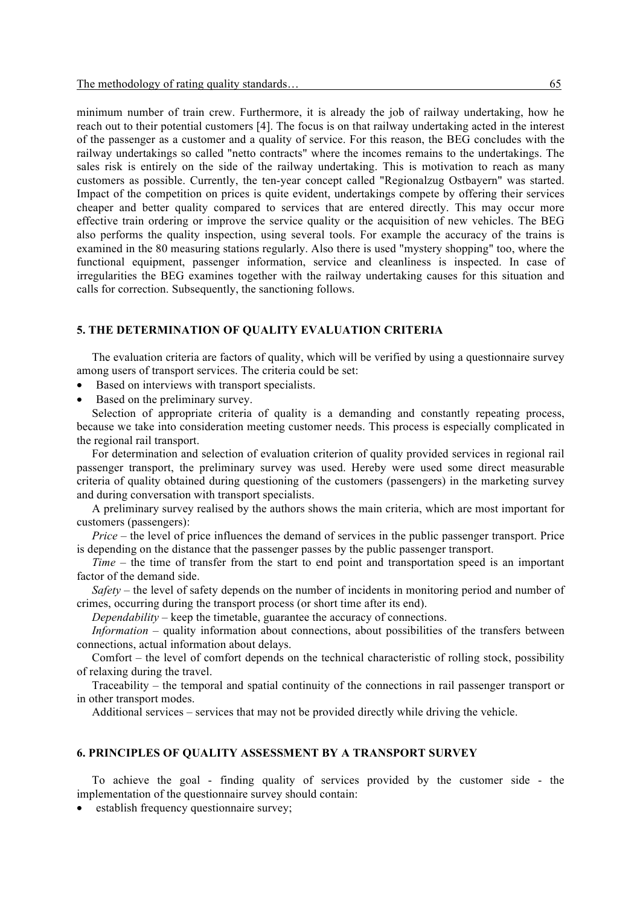minimum number of train crew. Furthermore, it is already the job of railway undertaking, how he reach out to their potential customers [4]. The focus is on that railway undertaking acted in the interest of the passenger as a customer and a quality of service. For this reason, the BEG concludes with the railway undertakings so called "netto contracts" where the incomes remains to the undertakings. The sales risk is entirely on the side of the railway undertaking. This is motivation to reach as many customers as possible. Currently, the ten-year concept called "Regionalzug Ostbayern" was started. Impact of the competition on prices is quite evident, undertakings compete by offering their services cheaper and better quality compared to services that are entered directly. This may occur more effective train ordering or improve the service quality or the acquisition of new vehicles. The BEG also performs the quality inspection, using several tools. For example the accuracy of the trains is examined in the 80 measuring stations regularly. Also there is used "mystery shopping" too, where the functional equipment, passenger information, service and cleanliness is inspected. In case of irregularities the BEG examines together with the railway undertaking causes for this situation and calls for correction. Subsequently, the sanctioning follows.

## 5. THE DETERMINATION OF QUALITY EVALUATION CRITERIA

The evaluation criteria are factors of quality, which will be verified by using a questionnaire survey among users of transport services. The criteria could be set:

- Based on interviews with transport specialists.
- Based on the preliminary survey.

Selection of appropriate criteria of quality is a demanding and constantly repeating process, because we take into consideration meeting customer needs. This process is especially complicated in the regional rail transport.

For determination and selection of evaluation criterion of quality provided services in regional rail passenger transport, the preliminary survey was used. Hereby were used some direct measurable criteria of quality obtained during questioning of the customers (passengers) in the marketing survey and during conversation with transport specialists.

A preliminary survey realised by the authors shows the main criteria, which are most important for customers (passengers):

*Price* – the level of price influences the demand of services in the public passenger transport. Price is depending on the distance that the passenger passes by the public passenger transport.

*Time* – the time of transfer from the start to end point and transportation speed is an important factor of the demand side.

*Safety* – the level of safety depends on the number of incidents in monitoring period and number of crimes, occurring during the transport process (or short time after its end).

*Dependability* – keep the timetable, guarantee the accuracy of connections.

*Information* – quality information about connections, about possibilities of the transfers between connections, actual information about delays.

Comfort – the level of comfort depends on the technical characteristic of rolling stock, possibility of relaxing during the travel.

Traceability – the temporal and spatial continuity of the connections in rail passenger transport or in other transport modes.

Additional services – services that may not be provided directly while driving the vehicle.

## 6. PRINCIPLES OF QUALITY ASSESSMENT BY A TRANSPORT SURVEY

To achieve the goal - finding quality of services provided by the customer side - the implementation of the questionnaire survey should contain:

- establish frequency questionnaire survey;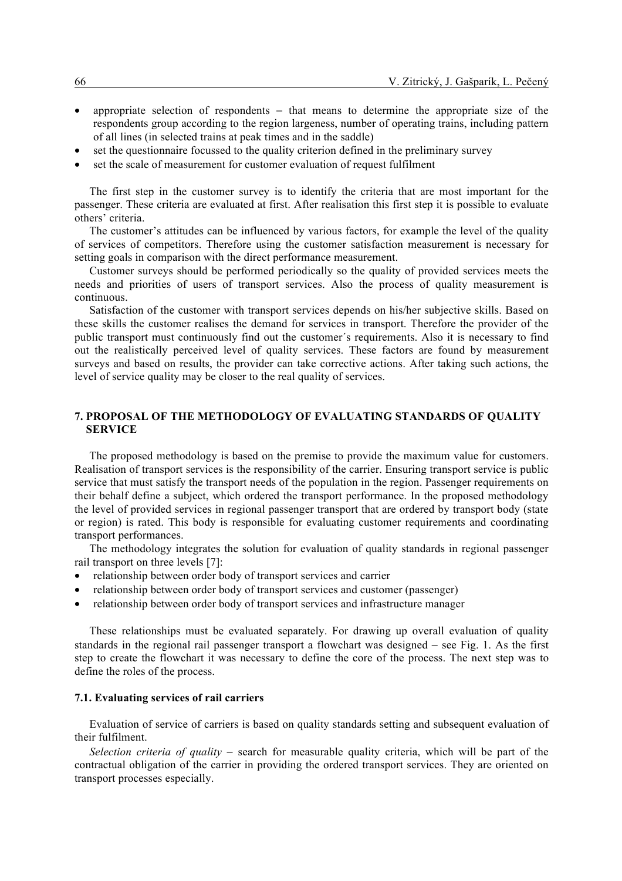- appropriate selection of respondents – that means to determine the appropriate size of the respondents group according to the region largeness, number of operating trains, including pattern of all lines (in selected trains at peak times and in the saddle)
- set the questionnaire focussed to the quality criterion defined in the preliminary survey
- set the scale of measurement for customer evaluation of request fulfilment

The first step in the customer survey is to identify the criteria that are most important for the passenger. These criteria are evaluated at first. After realisation this first step it is possible to evaluate others' criteria.

The customer's attitudes can be influenced by various factors, for example the level of the quality of services of competitors. Therefore using the customer satisfaction measurement is necessary for setting goals in comparison with the direct performance measurement.

Customer surveys should be performed periodically so the quality of provided services meets the needs and priorities of users of transport services. Also the process of quality measurement is continuous.

Satisfaction of the customer with transport services depends on his/her subjective skills. Based on these skills the customer realises the demand for services in transport. Therefore the provider of the public transport must continuously find out the customer´s requirements. Also it is necessary to find out the realistically perceived level of quality services. These factors are found by measurement surveys and based on results, the provider can take corrective actions. After taking such actions, the level of service quality may be closer to the real quality of services.

## 7. PROPOSAL OF THE METHODOLOGY OF EVALUATING STANDARDS OF QUALITY SERVICE

The proposed methodology is based on the premise to provide the maximum value for customers. Realisation of transport services is the responsibility of the carrier. Ensuring transport service is public service that must satisfy the transport needs of the population in the region. Passenger requirements on their behalf define a subject, which ordered the transport performance. In the proposed methodology the level of provided services in regional passenger transport that are ordered by transport body (state or region) is rated. This body is responsible for evaluating customer requirements and coordinating transport performances.

The methodology integrates the solution for evaluation of quality standards in regional passenger rail transport on three levels [7]:

- relationship between order body of transport services and carrier
- relationship between order body of transport services and customer (passenger)
- relationship between order body of transport services and infrastructure manager

These relationships must be evaluated separately. For drawing up overall evaluation of quality standards in the regional rail passenger transport a flowchart was designed – see Fig. 1. As the first step to create the flowchart it was necessary to define the core of the process. The next step was to define the roles of the process.

### 7.1. Evaluating services of rail carriers

Evaluation of service of carriers is based on quality standards setting and subsequent evaluation of their fulfilment.

*Selection criteria of quality* – search for measurable quality criteria, which will be part of the contractual obligation of the carrier in providing the ordered transport services. They are oriented on transport processes especially.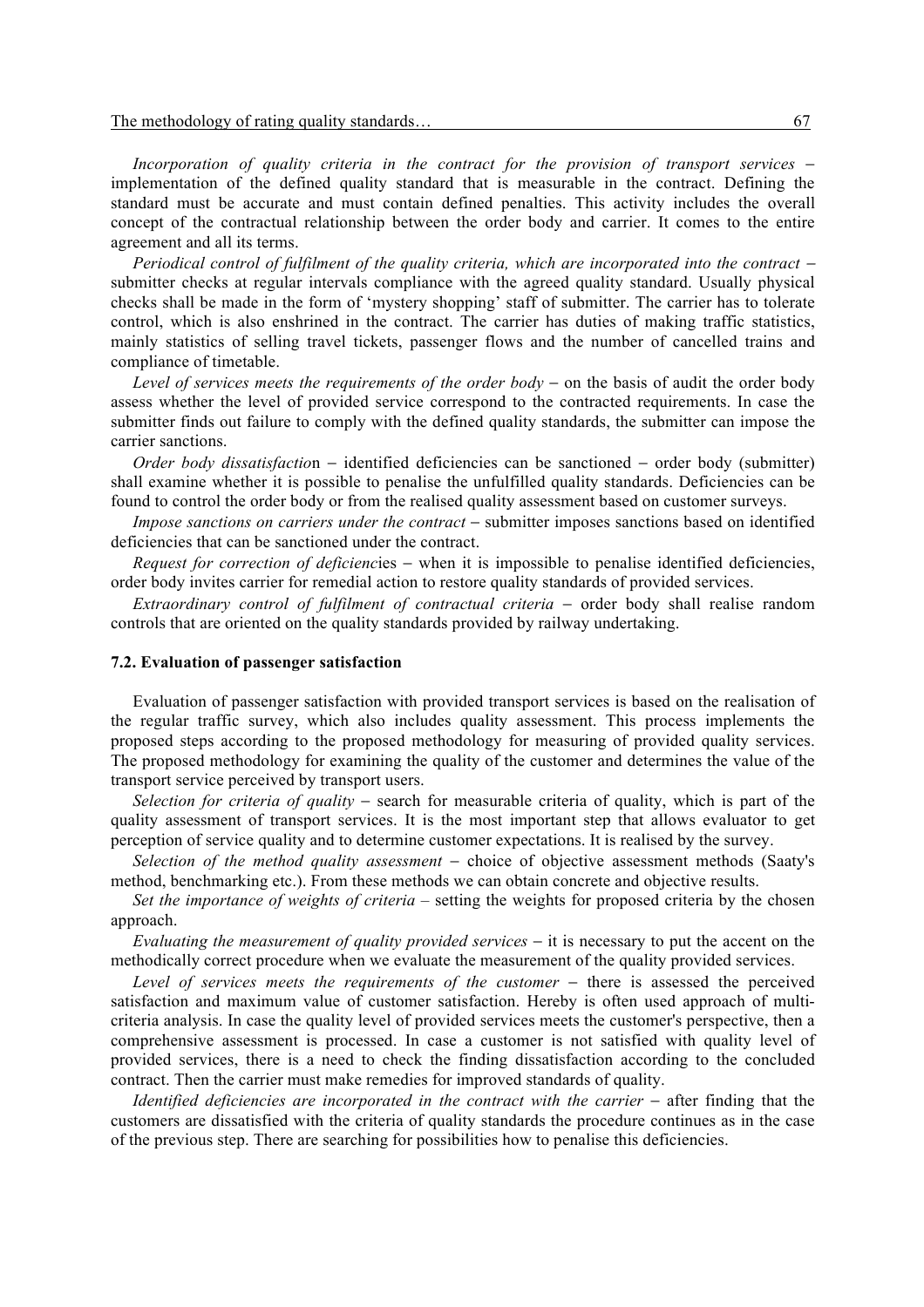*Incorporation of quality criteria in the contract for the provision of transport services* – implementation of the defined quality standard that is measurable in the contract. Defining the standard must be accurate and must contain defined penalties. This activity includes the overall concept of the contractual relationship between the order body and carrier. It comes to the entire agreement and all its terms.

*Periodical control of fulfilment of the quality criteria, which are incorporated into the contract* – submitter checks at regular intervals compliance with the agreed quality standard. Usually physical checks shall be made in the form of 'mystery shopping' staff of submitter. The carrier has to tolerate control, which is also enshrined in the contract. The carrier has duties of making traffic statistics, mainly statistics of selling travel tickets, passenger flows and the number of cancelled trains and compliance of timetable.

*Level of services meets the requirements of the order body* – on the basis of audit the order body assess whether the level of provided service correspond to the contracted requirements. In case the submitter finds out failure to comply with the defined quality standards, the submitter can impose the carrier sanctions.

*Order body dissatisfactio*n – identified deficiencies can be sanctioned – order body (submitter) shall examine whether it is possible to penalise the unfulfilled quality standards. Deficiencies can be found to control the order body or from the realised quality assessment based on customer surveys.

*Impose sanctions on carriers under the contract* – submitter imposes sanctions based on identified deficiencies that can be sanctioned under the contract.

*Request for correction of deficienc*ies – when it is impossible to penalise identified deficiencies, order body invites carrier for remedial action to restore quality standards of provided services.

*Extraordinary control of fulfilment of contractual criteria* – order body shall realise random controls that are oriented on the quality standards provided by railway undertaking.

### 7.2. Evaluation of passenger satisfaction

Evaluation of passenger satisfaction with provided transport services is based on the realisation of the regular traffic survey, which also includes quality assessment. This process implements the proposed steps according to the proposed methodology for measuring of provided quality services. The proposed methodology for examining the quality of the customer and determines the value of the transport service perceived by transport users.

*Selection for criteria of quality* – search for measurable criteria of quality, which is part of the quality assessment of transport services. It is the most important step that allows evaluator to get perception of service quality and to determine customer expectations. It is realised by the survey.

*Selection of the method quality assessment* – choice of objective assessment methods (Saaty's method, benchmarking etc.). From these methods we can obtain concrete and objective results.

*Set the importance of weights of criteria* – setting the weights for proposed criteria by the chosen approach.

*Evaluating the measurement of quality provided services* – it is necessary to put the accent on the methodically correct procedure when we evaluate the measurement of the quality provided services.

*Level of services meets the requirements of the customer* – there is assessed the perceived satisfaction and maximum value of customer satisfaction. Hereby is often used approach of multi-criteria analysis. In case the quality level of provided services meets the customer's perspective, then a comprehensive assessment is processed. In case a customer is not satisfied with quality level of provided services, there is a need to check the finding dissatisfaction according to the concluded contract. Then the carrier must make remedies for improved standards of quality.

*Identified deficiencies are incorporated in the contract with the carrier* – after finding that the customers are dissatisfied with the criteria of quality standards the procedure continues as in the case of the previous step. There are searching for possibilities how to penalise this deficiencies.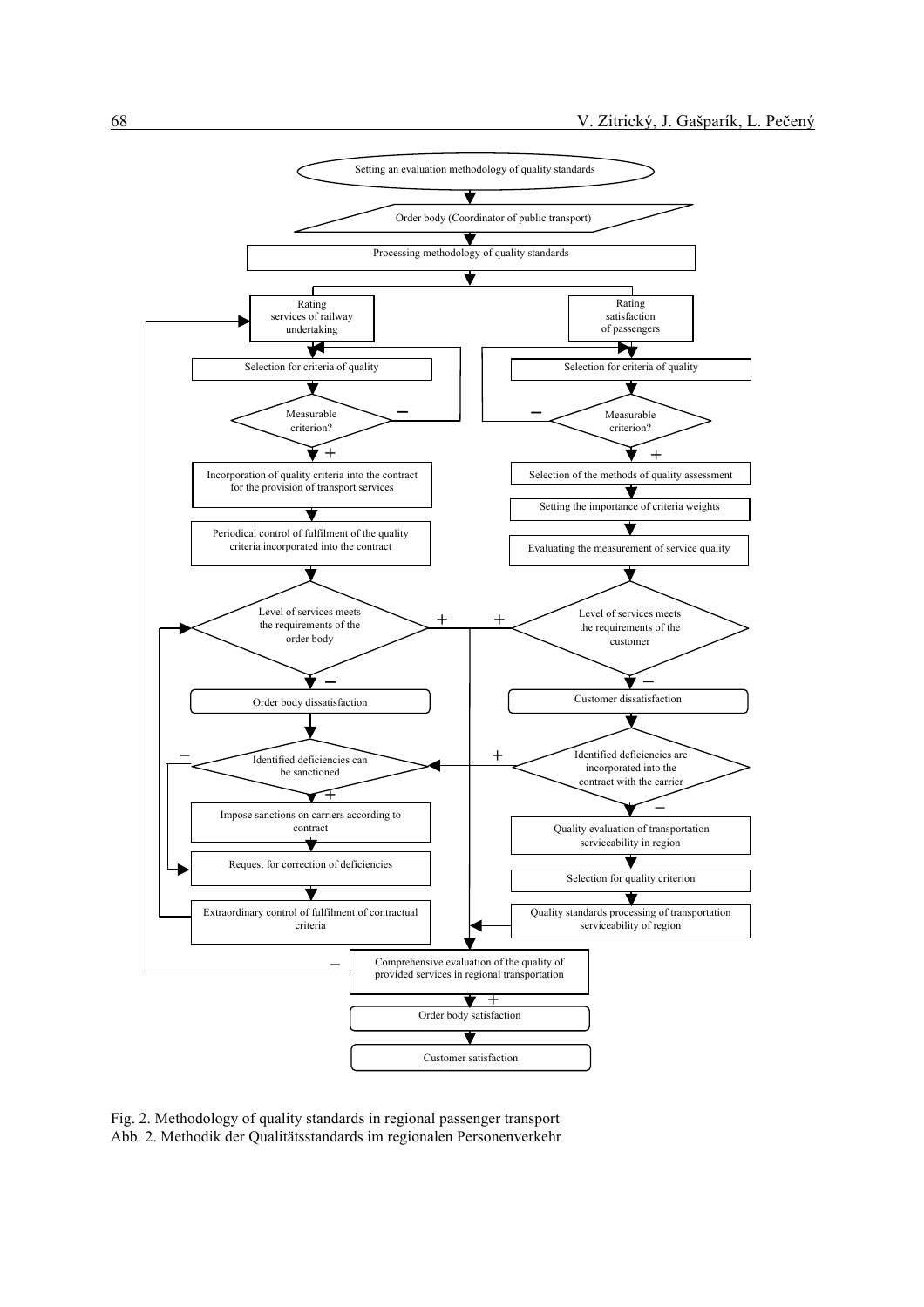Setting an evaluation methodology of quality standards

Order body (Coordinator of public transport)

Processing methodology of quality standards

Rating services of railway undertaking

Selection for criteria of quality

Measurable criterion?

Incorporation of quality criteria into the contract for the provision of transport services

Periodical control of fulfilment of the quality criteria incorporated into the contract

Level of services meets the requirements of the order body

Order body dissatisfaction

Identified deficiencies can be sanctioned

Impose sanctions on carriers according to contract

Request for correction of deficiencies

Extraordinary control of fulfilment of contractual criteria

Rating satisfaction of passengers

Selection for criteria of quality

Measurable criterion?

Selection of the methods of quality assessment

Setting the importance of criteria weights

Evaluating the measurement of service quality

Level of services meets the requirements of the customer

Customer dissatisfaction

Identified deficiencies are incorporated into the contract with the carrier

Quality evaluation of transportation serviceability in region

Selection for quality criterion

Quality standards processing of transportation serviceability of region

Comprehensive evaluation of the quality of provided services in regional transportation

Order body satisfaction

Customer satisfaction

Fig. 2. Methodology of quality standards in regional passenger transport
Abb. 2. Methodik der Qualitätsstandards im regionalen Personenverkehr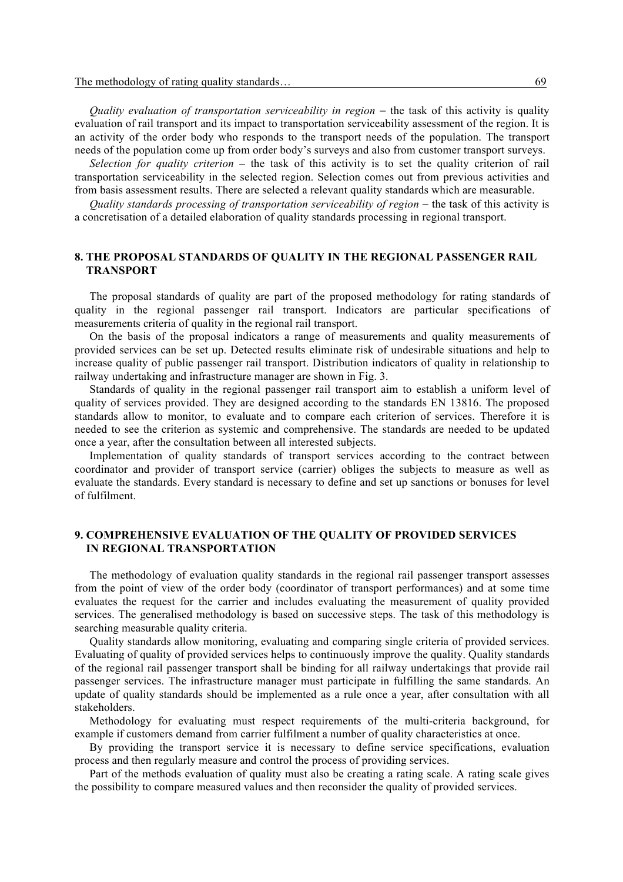*Quality evaluation of transportation serviceability in region* – the task of this activity is quality evaluation of rail transport and its impact to transportation serviceability assessment of the region. It is an activity of the order body who responds to the transport needs of the population. The transport needs of the population come up from order body's surveys and also from customer transport surveys.

*Selection for quality criterion* – the task of this activity is to set the quality criterion of rail transportation serviceability in the selected region. Selection comes out from previous activities and from basis assessment results. There are selected a relevant quality standards which are measurable.

*Quality standards processing of transportation serviceability of region* – the task of this activity is a concretisation of a detailed elaboration of quality standards processing in regional transport.

## 8. THE PROPOSAL STANDARDS OF QUALITY IN THE REGIONAL PASSENGER RAIL TRANSPORT

The proposal standards of quality are part of the proposed methodology for rating standards of quality in the regional passenger rail transport. Indicators are particular specifications of measurements criteria of quality in the regional rail transport.

On the basis of the proposal indicators a range of measurements and quality measurements of provided services can be set up. Detected results eliminate risk of undesirable situations and help to increase quality of public passenger rail transport. Distribution indicators of quality in relationship to railway undertaking and infrastructure manager are shown in Fig. 3.

Standards of quality in the regional passenger rail transport aim to establish a uniform level of quality of services provided. They are designed according to the standards EN 13816. The proposed standards allow to monitor, to evaluate and to compare each criterion of services. Therefore it is needed to see the criterion as systemic and comprehensive. The standards are needed to be updated once a year, after the consultation between all interested subjects.

Implementation of quality standards of transport services according to the contract between coordinator and provider of transport service (carrier) obliges the subjects to measure as well as evaluate the standards. Every standard is necessary to define and set up sanctions or bonuses for level of fulfilment.

## 9. COMPREHENSIVE EVALUATION OF THE QUALITY OF PROVIDED SERVICES IN REGIONAL TRANSPORTATION

The methodology of evaluation quality standards in the regional rail passenger transport assesses from the point of view of the order body (coordinator of transport performances) and at some time evaluates the request for the carrier and includes evaluating the measurement of quality provided services. The generalised methodology is based on successive steps. The task of this methodology is searching measurable quality criteria.

Quality standards allow monitoring, evaluating and comparing single criteria of provided services. Evaluating of quality of provided services helps to continuously improve the quality. Quality standards of the regional rail passenger transport shall be binding for all railway undertakings that provide rail passenger services. The infrastructure manager must participate in fulfilling the same standards. An update of quality standards should be implemented as a rule once a year, after consultation with all stakeholders.

Methodology for evaluating must respect requirements of the multi-criteria background, for example if customers demand from carrier fulfilment a number of quality characteristics at once.

By providing the transport service it is necessary to define service specifications, evaluation process and then regularly measure and control the process of providing services.

Part of the methods evaluation of quality must also be creating a rating scale. A rating scale gives the possibility to compare measured values and then reconsider the quality of provided services.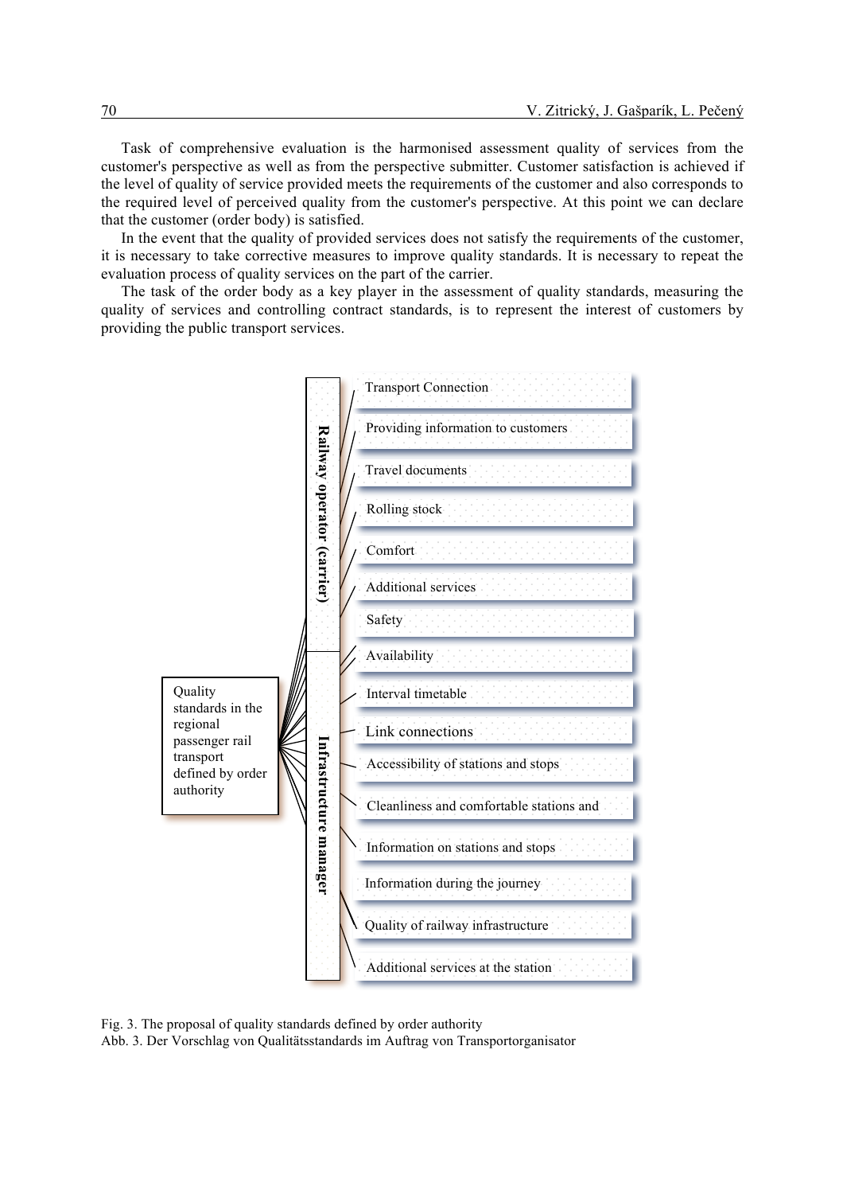Task of comprehensive evaluation is the harmonised assessment quality of services from the customer's perspective as well as from the perspective submitter. Customer satisfaction is achieved if the level of quality of service provided meets the requirements of the customer and also corresponds to the required level of perceived quality from the customer's perspective. At this point we can declare that the customer (order body) is satisfied.

In the event that the quality of provided services does not satisfy the requirements of the customer, it is necessary to take corrective measures to improve quality standards. It is necessary to repeat the evaluation process of quality services on the part of the carrier.

The task of the order body as a key player in the assessment of quality standards, measuring the quality of services and controlling contract standards, is to represent the interest of customers by providing the public transport services.

Quality standards in the regional passenger rail transport defined by order authority

**Railway operator (carrier)**

- Transport Connection
- Providing information to customers
- Travel documents
- Rolling stock
- Comfort
- Additional services
- Safety

**Infrastructure manager**

- Availability
- Interval timetable
- Link connections
- Accessibility of stations and stops
- Cleanliness and comfortable stations and
- Information on stations and stops
- Information during the journey
- Quality of railway infrastructure
- Additional services at the station

Fig. 3. The proposal of quality standards defined by order authority
Abb. 3. Der Vorschlag von Qualitätsstandards im Auftrag von Transportorganisator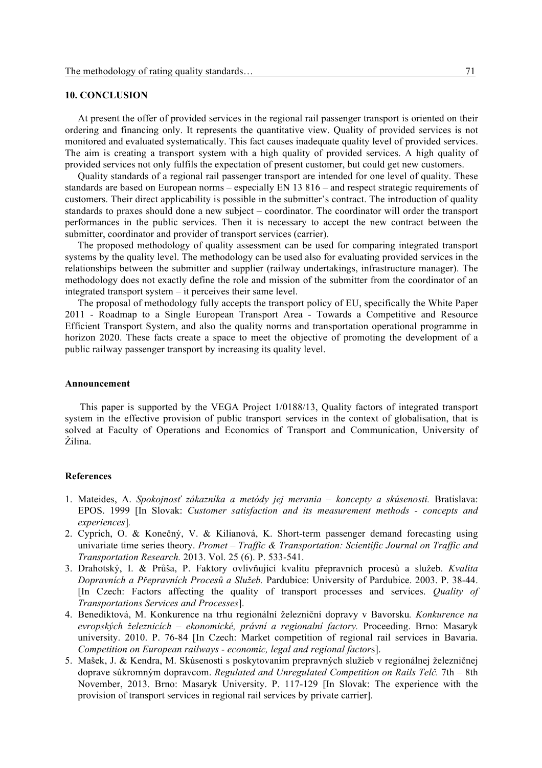## 10. CONCLUSION

At present the offer of provided services in the regional rail passenger transport is oriented on their ordering and financing only. It represents the quantitative view. Quality of provided services is not monitored and evaluated systematically. This fact causes inadequate quality level of provided services. The aim is creating a transport system with a high quality of provided services. A high quality of provided services not only fulfils the expectation of present customer, but could get new customers.

Quality standards of a regional rail passenger transport are intended for one level of quality. These standards are based on European norms – especially EN 13 816 – and respect strategic requirements of customers. Their direct applicability is possible in the submitter's contract. The introduction of quality standards to praxes should done a new subject – coordinator. The coordinator will order the transport performances in the public services. Then it is necessary to accept the new contract between the submitter, coordinator and provider of transport services (carrier).

The proposed methodology of quality assessment can be used for comparing integrated transport systems by the quality level. The methodology can be used also for evaluating provided services in the relationships between the submitter and supplier (railway undertakings, infrastructure manager). The methodology does not exactly define the role and mission of the submitter from the coordinator of an integrated transport system – it perceives their same level.

The proposal of methodology fully accepts the transport policy of EU, specifically the White Paper 2011 - Roadmap to a Single European Transport Area - Towards a Competitive and Resource Efficient Transport System, and also the quality norms and transportation operational programme in horizon 2020. These facts create a space to meet the objective of promoting the development of a public railway passenger transport by increasing its quality level.

### Announcement

This paper is supported by the VEGA Project 1/0188/13, Quality factors of integrated transport system in the effective provision of public transport services in the context of globalisation, that is solved at Faculty of Operations and Economics of Transport and Communication, University of Žilina.

### References

1. Mateides, A. *Spokojnosť zákazníka a metódy jej merania – koncepty a skúsenosti.* Bratislava: EPOS. 1999 [In Slovak: *Customer satisfaction and its measurement methods - concepts and experiences*].
2. Cyprich, O. & Konečný, V. & Kilianová, K. Short-term passenger demand forecasting using univariate time series theory. *Promet – Traffic & Transportation: Scientific Journal on Traffic and Transportation Research.* 2013. Vol. 25 (6). P. 533-541.
3. Drahotský, I. & Průša, P. Faktory ovlivňující kvalitu přepravních procesů a služeb. *Kvalita Dopravních a Přepravních Procesů a Služeb.* Pardubice: University of Pardubice. 2003. P. 38-44. [In Czech: Factors affecting the quality of transport processes and services. *Quality of Transportations Services and Processes*].
4. Benediktová, M. Konkurence na trhu regionální železniční dopravy v Bavorsku*. Konkurence na evropských železnicích – ekonomické, právní a regionalní factory.* Proceeding. Brno: Masaryk university. 2010. P. 76-84 [In Czech: Market competition of regional rail services in Bavaria. *Competition on European railways - economic, legal and regional factors*].
5. Mašek, J. & Kendra, M. Skúsenosti s poskytovaním prepravných služieb v regionálnej železničnej doprave súkromným dopravcom. *Regulated and Unregulated Competition on Rails Telč.* 7th – 8th November, 2013. Brno: Masaryk University. P. 117-129 [In Slovak: The experience with the provision of transport services in regional rail services by private carrier].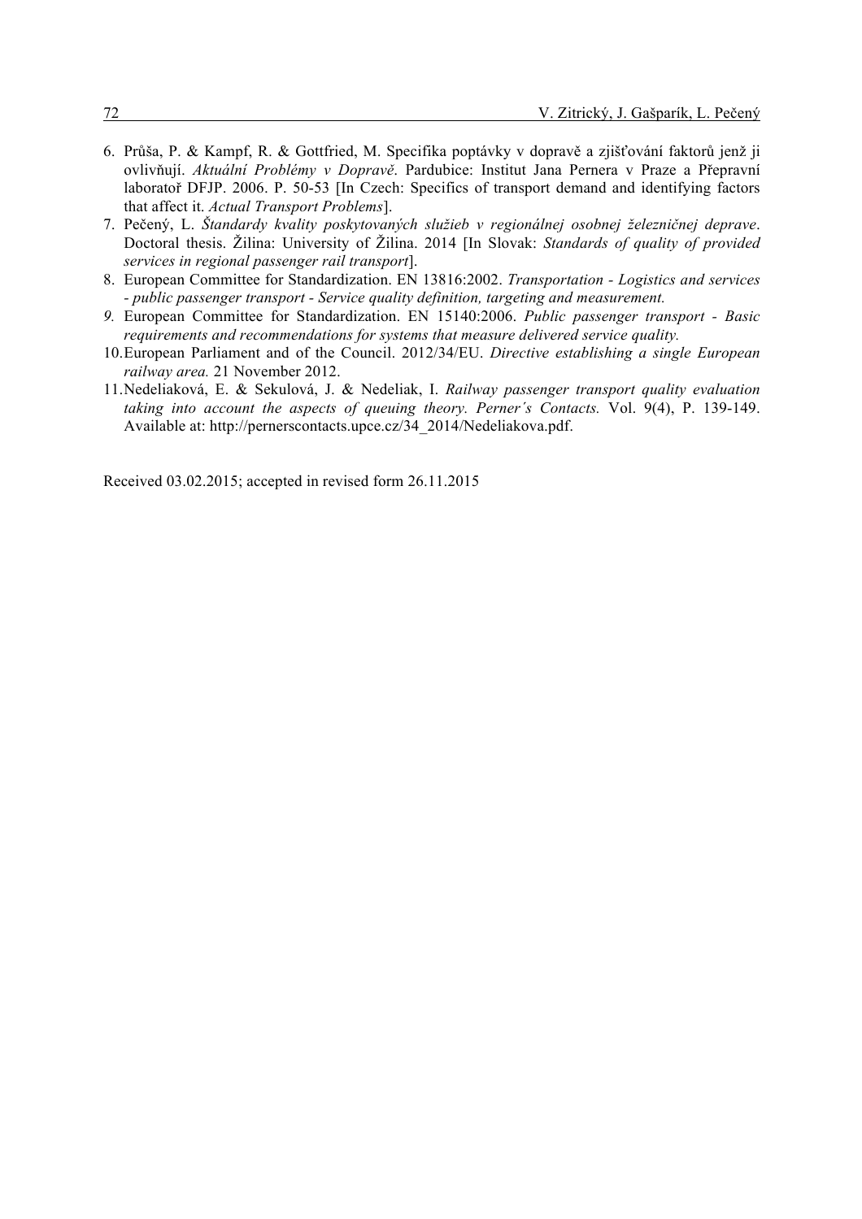6. Průša, P. & Kampf, R. & Gottfried, M. Specifika poptávky v dopravě a zjišťování faktorů jenž ji ovlivňují. *Aktuální Problémy v Dopravě*. Pardubice: Institut Jana Pernera v Praze a Přepravní laboratoř DFJP. 2006. P. 50-53 [In Czech: Specifics of transport demand and identifying factors that affect it. *Actual Transport Problems*].
7. Pečený, L. *Štandardy kvality poskytovaných služieb v regionálnej osobnej železničnej deprave*. Doctoral thesis. Žilina: University of Žilina. 2014 [In Slovak: *Standards of quality of provided services in regional passenger rail transport*].
8. European Committee for Standardization. EN 13816:2002. *Transportation - Logistics and services - public passenger transport - Service quality definition, targeting and measurement.*
9. European Committee for Standardization. EN 15140:2006. *Public passenger transport - Basic requirements and recommendations for systems that measure delivered service quality.*
10. European Parliament and of the Council. 2012/34/EU. *Directive establishing a single European railway area.* 21 November 2012.
11. Nedeliaková, E. & Sekulová, J. & Nedeliak, I. *Railway passenger transport quality evaluation taking into account the aspects of queuing theory. Perner´s Contacts.* Vol. 9(4), P. 139-149. Available at: http://pernerscontacts.upce.cz/34_2014/Nedeliakova.pdf.

Received 03.02.2015; accepted in revised form 26.11.2015